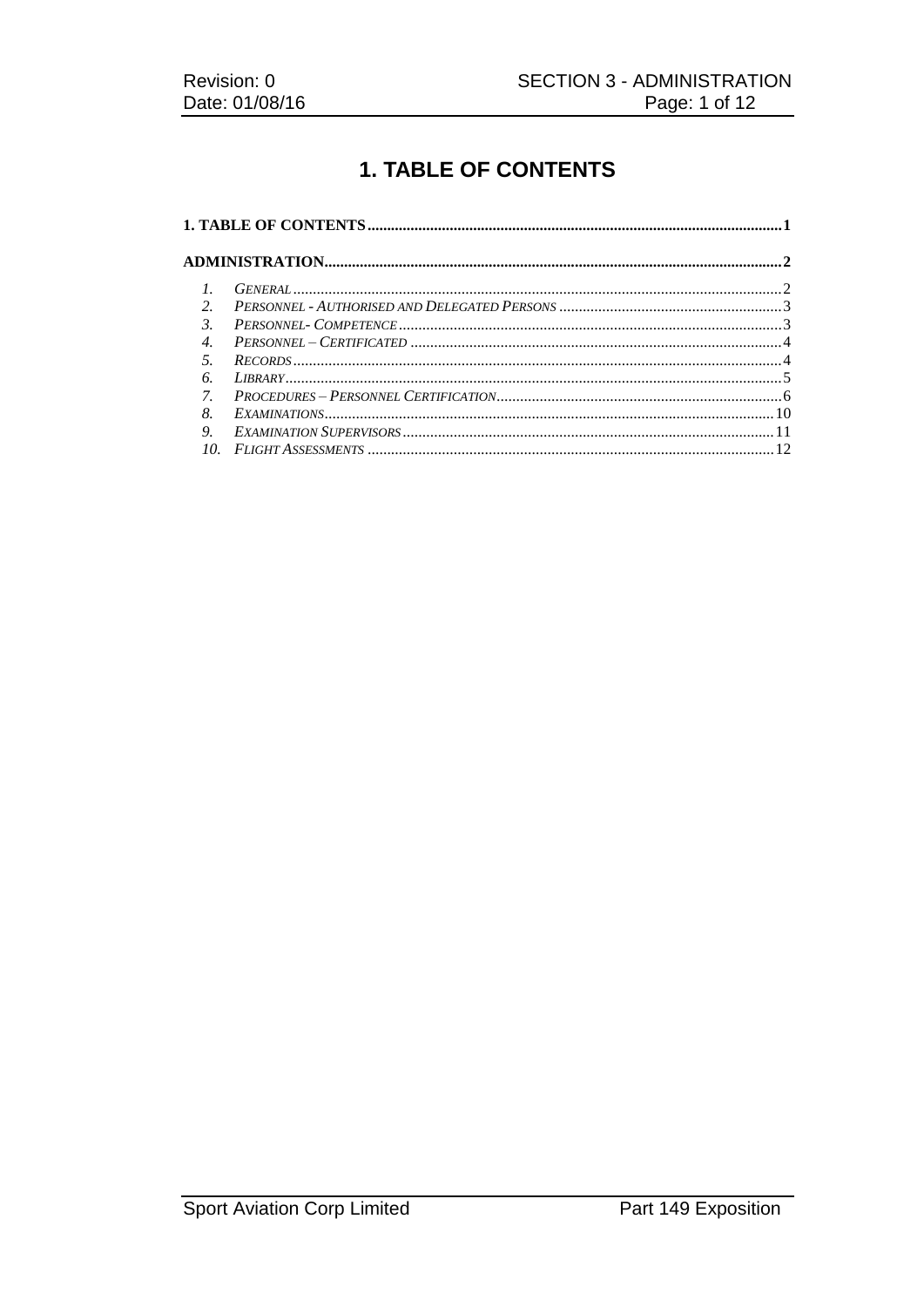# 1. TABLE OF CONTENTS

**1. TABLE OF CONTENTS** ........................................ **1**

**ADMINISTRATION** ........................................ **2**

1. *General* ........................................ 2
2. *Personnel - Authorised and Delegated Persons* ........................................ 3
3. *Personnel- Competence* ........................................ 3
4. *Personnel – Certificated* ........................................ 4
5. *Records* ........................................ 4
6. *Library* ........................................ 5
7. *Procedures – Personnel Certification* ........................................ 6
8. *Examinations* ........................................ 10
9. *Examination Supervisors* ........................................ 11
10. *Flight Assessments* ........................................ 12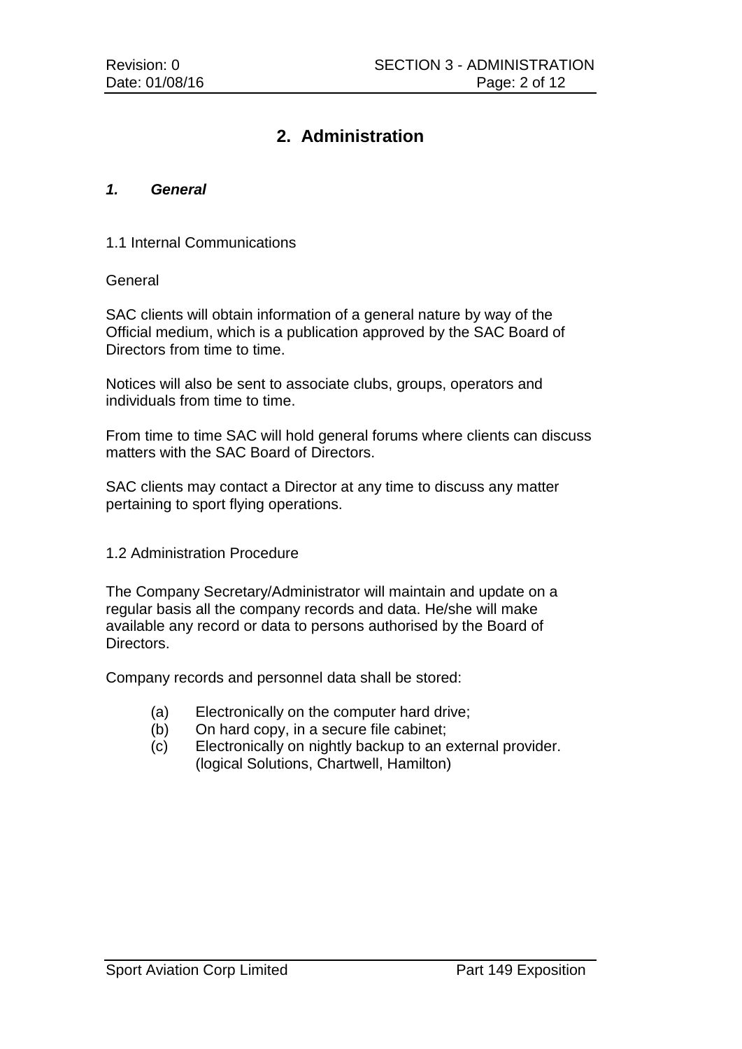# 2. Administration

### ***1. General***

1.1 Internal Communications

General

SAC clients will obtain information of a general nature by way of the Official medium, which is a publication approved by the SAC Board of Directors from time to time.

Notices will also be sent to associate clubs, groups, operators and individuals from time to time.

From time to time SAC will hold general forums where clients can discuss matters with the SAC Board of Directors.

SAC clients may contact a Director at any time to discuss any matter pertaining to sport flying operations.

1.2 Administration Procedure

The Company Secretary/Administrator will maintain and update on a regular basis all the company records and data. He/she will make available any record or data to persons authorised by the Board of Directors.

Company records and personnel data shall be stored:

- (a) Electronically on the computer hard drive;
- (b) On hard copy, in a secure file cabinet;
- (c) Electronically on nightly backup to an external provider. (logical Solutions, Chartwell, Hamilton)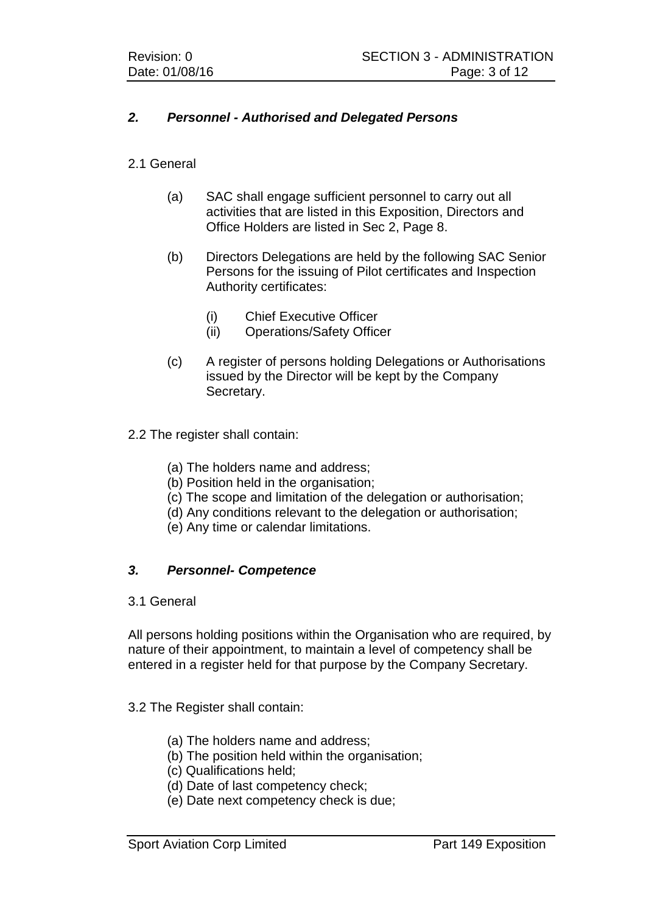## *2. Personnel - Authorised and Delegated Persons*

2.1 General

(a) SAC shall engage sufficient personnel to carry out all activities that are listed in this Exposition, Directors and Office Holders are listed in Sec 2, Page 8.

(b) Directors Delegations are held by the following SAC Senior Persons for the issuing of Pilot certificates and Inspection Authority certificates:

  (i) Chief Executive Officer
  (ii) Operations/Safety Officer

(c) A register of persons holding Delegations or Authorisations issued by the Director will be kept by the Company Secretary.

2.2 The register shall contain:

(a) The holders name and address;
(b) Position held in the organisation;
(c) The scope and limitation of the delegation or authorisation;
(d) Any conditions relevant to the delegation or authorisation;
(e) Any time or calendar limitations.

## *3. Personnel- Competence*

3.1 General

All persons holding positions within the Organisation who are required, by nature of their appointment, to maintain a level of competency shall be entered in a register held for that purpose by the Company Secretary.

3.2 The Register shall contain:

(a) The holders name and address;
(b) The position held within the organisation;
(c) Qualifications held;
(d) Date of last competency check;
(e) Date next competency check is due;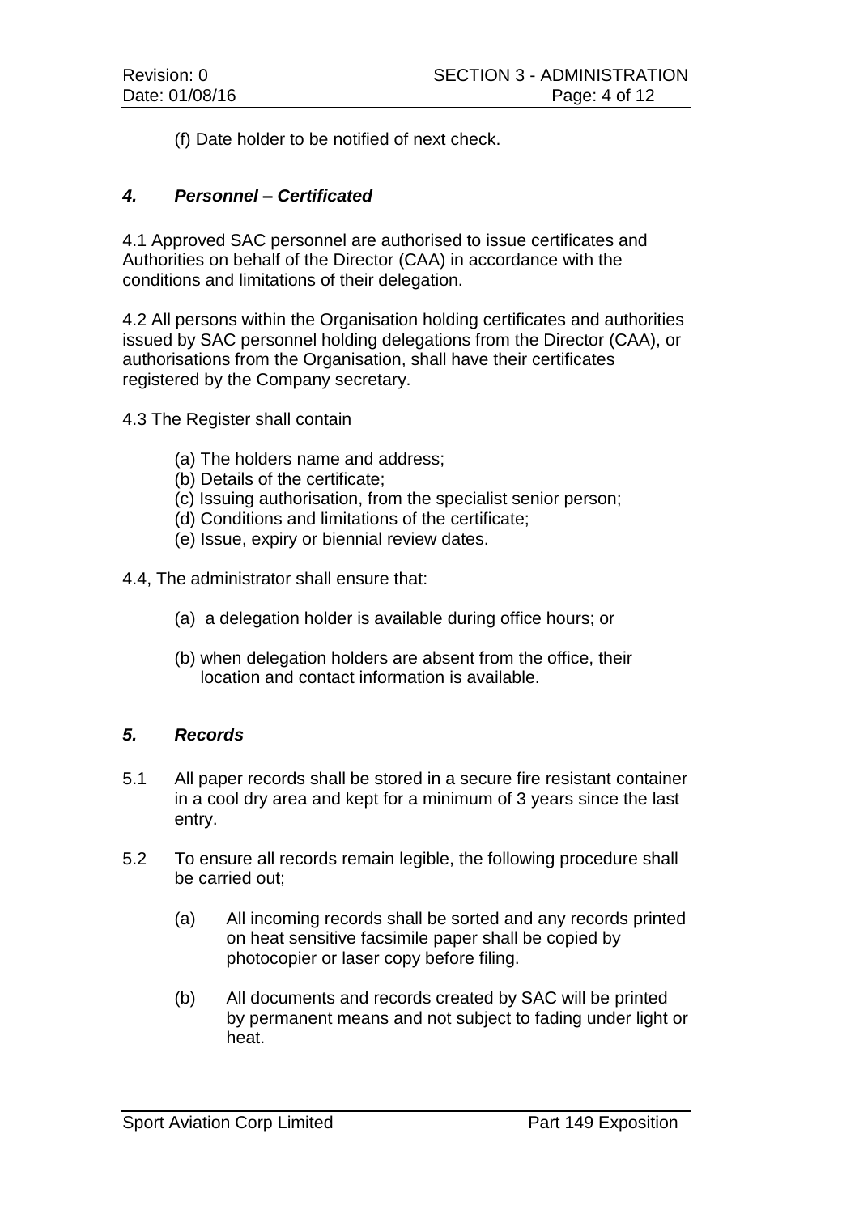(f) Date holder to be notified of next check.

## *4. Personnel – Certificated*

4.1 Approved SAC personnel are authorised to issue certificates and Authorities on behalf of the Director (CAA) in accordance with the conditions and limitations of their delegation.

4.2 All persons within the Organisation holding certificates and authorities issued by SAC personnel holding delegations from the Director (CAA), or authorisations from the Organisation, shall have their certificates registered by the Company secretary.

4.3 The Register shall contain

(a) The holders name and address;
(b) Details of the certificate;
(c) Issuing authorisation, from the specialist senior person;
(d) Conditions and limitations of the certificate;
(e) Issue, expiry or biennial review dates.

4.4, The administrator shall ensure that:

(a) a delegation holder is available during office hours; or

(b) when delegation holders are absent from the office, their location and contact information is available.

## *5. Records*

5.1 All paper records shall be stored in a secure fire resistant container in a cool dry area and kept for a minimum of 3 years since the last entry.

5.2 To ensure all records remain legible, the following procedure shall be carried out;

(a) All incoming records shall be sorted and any records printed on heat sensitive facsimile paper shall be copied by photocopier or laser copy before filing.

(b) All documents and records created by SAC will be printed by permanent means and not subject to fading under light or heat.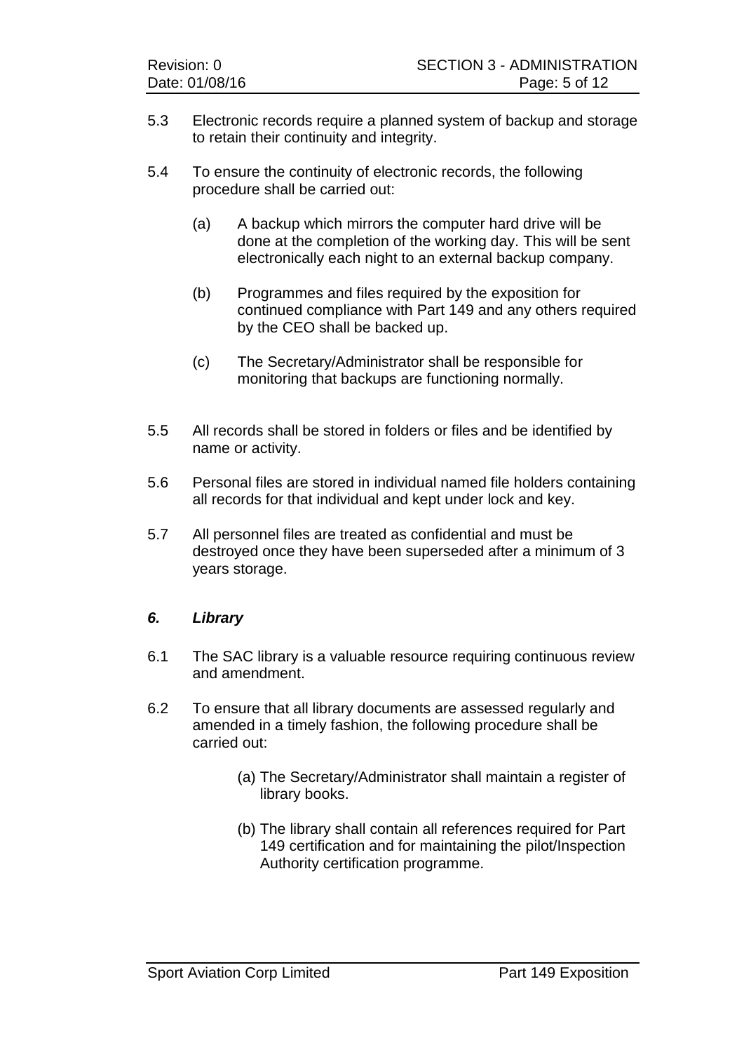5.3 Electronic records require a planned system of backup and storage to retain their continuity and integrity.

5.4 To ensure the continuity of electronic records, the following procedure shall be carried out:

- (a) A backup which mirrors the computer hard drive will be done at the completion of the working day. This will be sent electronically each night to an external backup company.
- (b) Programmes and files required by the exposition for continued compliance with Part 149 and any others required by the CEO shall be backed up.
- (c) The Secretary/Administrator shall be responsible for monitoring that backups are functioning normally.

5.5 All records shall be stored in folders or files and be identified by name or activity.

5.6 Personal files are stored in individual named file holders containing all records for that individual and kept under lock and key.

5.7 All personnel files are treated as confidential and must be destroyed once they have been superseded after a minimum of 3 years storage.

## *6. Library*

6.1 The SAC library is a valuable resource requiring continuous review and amendment.

6.2 To ensure that all library documents are assessed regularly and amended in a timely fashion, the following procedure shall be carried out:

- (a) The Secretary/Administrator shall maintain a register of library books.
- (b) The library shall contain all references required for Part 149 certification and for maintaining the pilot/Inspection Authority certification programme.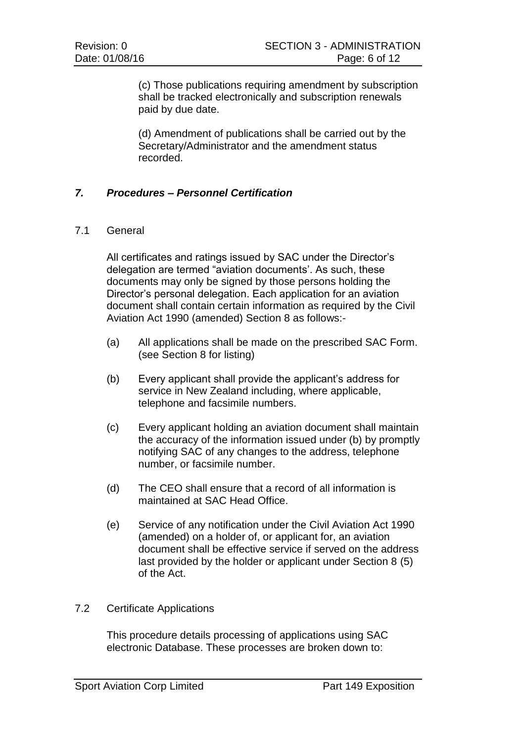(c) Those publications requiring amendment by subscription shall be tracked electronically and subscription renewals paid by due date.

(d) Amendment of publications shall be carried out by the Secretary/Administrator and the amendment status recorded.

## *7. Procedures – Personnel Certification*

### 7.1 General

All certificates and ratings issued by SAC under the Director's delegation are termed "aviation documents'. As such, these documents may only be signed by those persons holding the Director's personal delegation. Each application for an aviation document shall contain certain information as required by the Civil Aviation Act 1990 (amended) Section 8 as follows:-

(a) All applications shall be made on the prescribed SAC Form. (see Section 8 for listing)

(b) Every applicant shall provide the applicant's address for service in New Zealand including, where applicable, telephone and facsimile numbers.

(c) Every applicant holding an aviation document shall maintain the accuracy of the information issued under (b) by promptly notifying SAC of any changes to the address, telephone number, or facsimile number.

(d) The CEO shall ensure that a record of all information is maintained at SAC Head Office.

(e) Service of any notification under the Civil Aviation Act 1990 (amended) on a holder of, or applicant for, an aviation document shall be effective service if served on the address last provided by the holder or applicant under Section 8 (5) of the Act.

### 7.2 Certificate Applications

This procedure details processing of applications using SAC electronic Database. These processes are broken down to: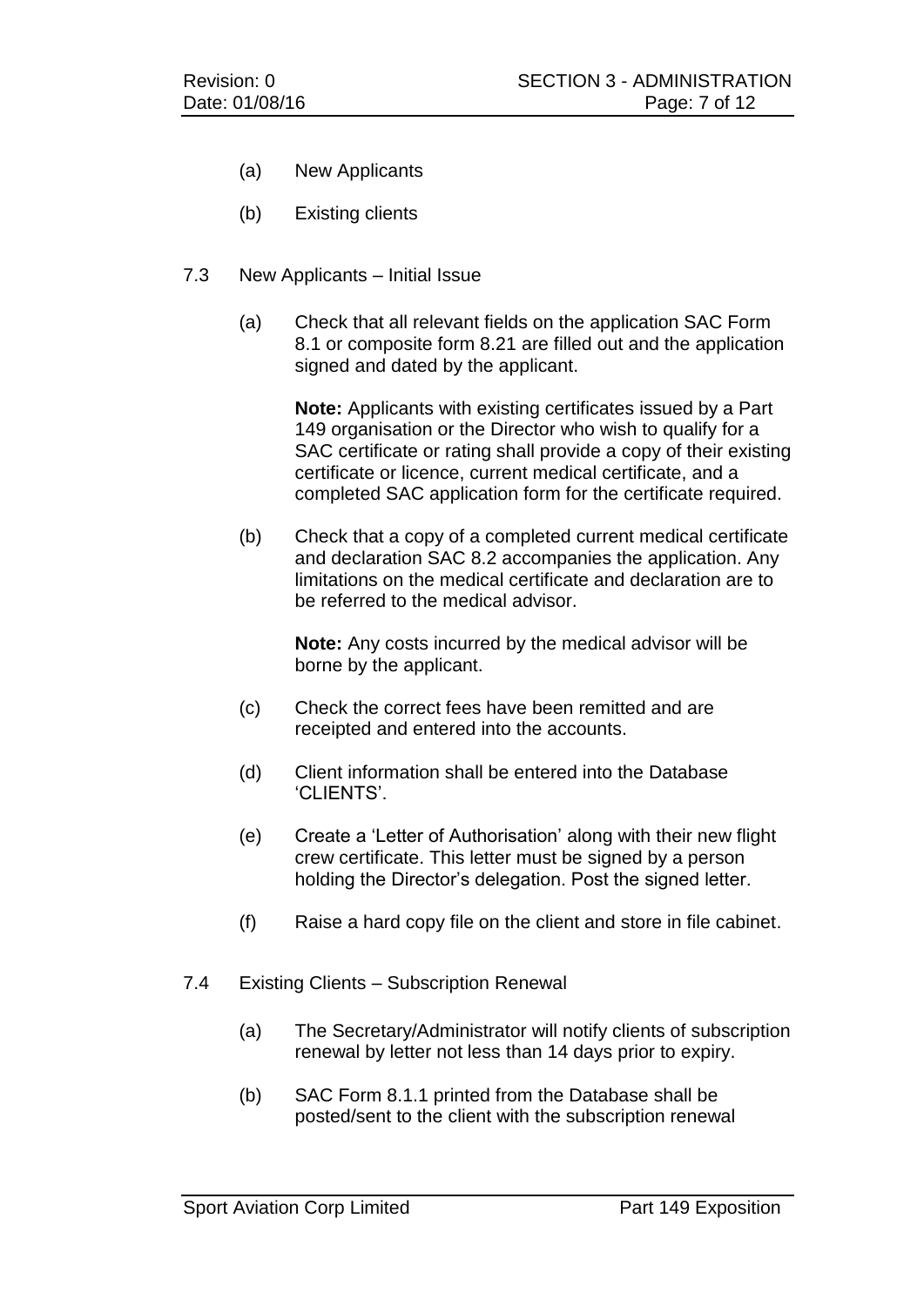(a) New Applicants

(b) Existing clients

7.3 New Applicants – Initial Issue

(a) Check that all relevant fields on the application SAC Form 8.1 or composite form 8.21 are filled out and the application signed and dated by the applicant.

**Note:** Applicants with existing certificates issued by a Part 149 organisation or the Director who wish to qualify for a SAC certificate or rating shall provide a copy of their existing certificate or licence, current medical certificate, and a completed SAC application form for the certificate required.

(b) Check that a copy of a completed current medical certificate and declaration SAC 8.2 accompanies the application. Any limitations on the medical certificate and declaration are to be referred to the medical advisor.

**Note:** Any costs incurred by the medical advisor will be borne by the applicant.

(c) Check the correct fees have been remitted and are receipted and entered into the accounts.

(d) Client information shall be entered into the Database 'CLIENTS'.

(e) Create a 'Letter of Authorisation' along with their new flight crew certificate. This letter must be signed by a person holding the Director's delegation. Post the signed letter.

(f) Raise a hard copy file on the client and store in file cabinet.

7.4 Existing Clients – Subscription Renewal

(a) The Secretary/Administrator will notify clients of subscription renewal by letter not less than 14 days prior to expiry.

(b) SAC Form 8.1.1 printed from the Database shall be posted/sent to the client with the subscription renewal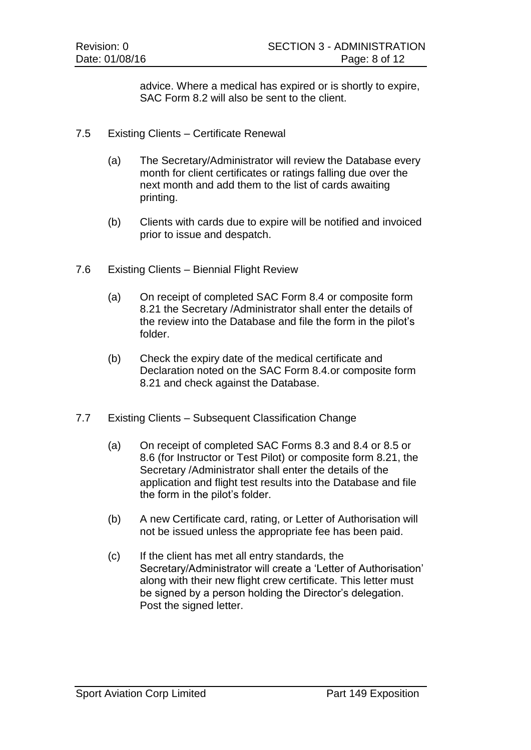advice. Where a medical has expired or is shortly to expire, SAC Form 8.2 will also be sent to the client.

7.5 Existing Clients – Certificate Renewal

(a) The Secretary/Administrator will review the Database every month for client certificates or ratings falling due over the next month and add them to the list of cards awaiting printing.

(b) Clients with cards due to expire will be notified and invoiced prior to issue and despatch.

7.6 Existing Clients – Biennial Flight Review

(a) On receipt of completed SAC Form 8.4 or composite form 8.21 the Secretary /Administrator shall enter the details of the review into the Database and file the form in the pilot's folder.

(b) Check the expiry date of the medical certificate and Declaration noted on the SAC Form 8.4.or composite form 8.21 and check against the Database.

7.7 Existing Clients – Subsequent Classification Change

(a) On receipt of completed SAC Forms 8.3 and 8.4 or 8.5 or 8.6 (for Instructor or Test Pilot) or composite form 8.21, the Secretary /Administrator shall enter the details of the application and flight test results into the Database and file the form in the pilot's folder.

(b) A new Certificate card, rating, or Letter of Authorisation will not be issued unless the appropriate fee has been paid.

(c) If the client has met all entry standards, the Secretary/Administrator will create a 'Letter of Authorisation' along with their new flight crew certificate. This letter must be signed by a person holding the Director's delegation. Post the signed letter.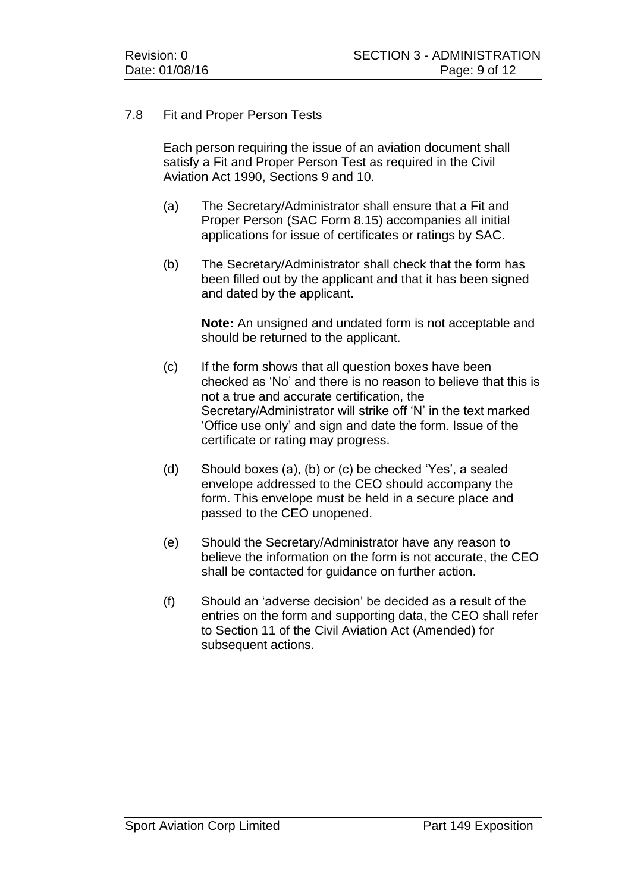### 7.8 Fit and Proper Person Tests

Each person requiring the issue of an aviation document shall satisfy a Fit and Proper Person Test as required in the Civil Aviation Act 1990, Sections 9 and 10.

(a) The Secretary/Administrator shall ensure that a Fit and Proper Person (SAC Form 8.15) accompanies all initial applications for issue of certificates or ratings by SAC.

(b) The Secretary/Administrator shall check that the form has been filled out by the applicant and that it has been signed and dated by the applicant.

**Note:** An unsigned and undated form is not acceptable and should be returned to the applicant.

(c) If the form shows that all question boxes have been checked as 'No' and there is no reason to believe that this is not a true and accurate certification, the Secretary/Administrator will strike off 'N' in the text marked 'Office use only' and sign and date the form. Issue of the certificate or rating may progress.

(d) Should boxes (a), (b) or (c) be checked 'Yes', a sealed envelope addressed to the CEO should accompany the form. This envelope must be held in a secure place and passed to the CEO unopened.

(e) Should the Secretary/Administrator have any reason to believe the information on the form is not accurate, the CEO shall be contacted for guidance on further action.

(f) Should an 'adverse decision' be decided as a result of the entries on the form and supporting data, the CEO shall refer to Section 11 of the Civil Aviation Act (Amended) for subsequent actions.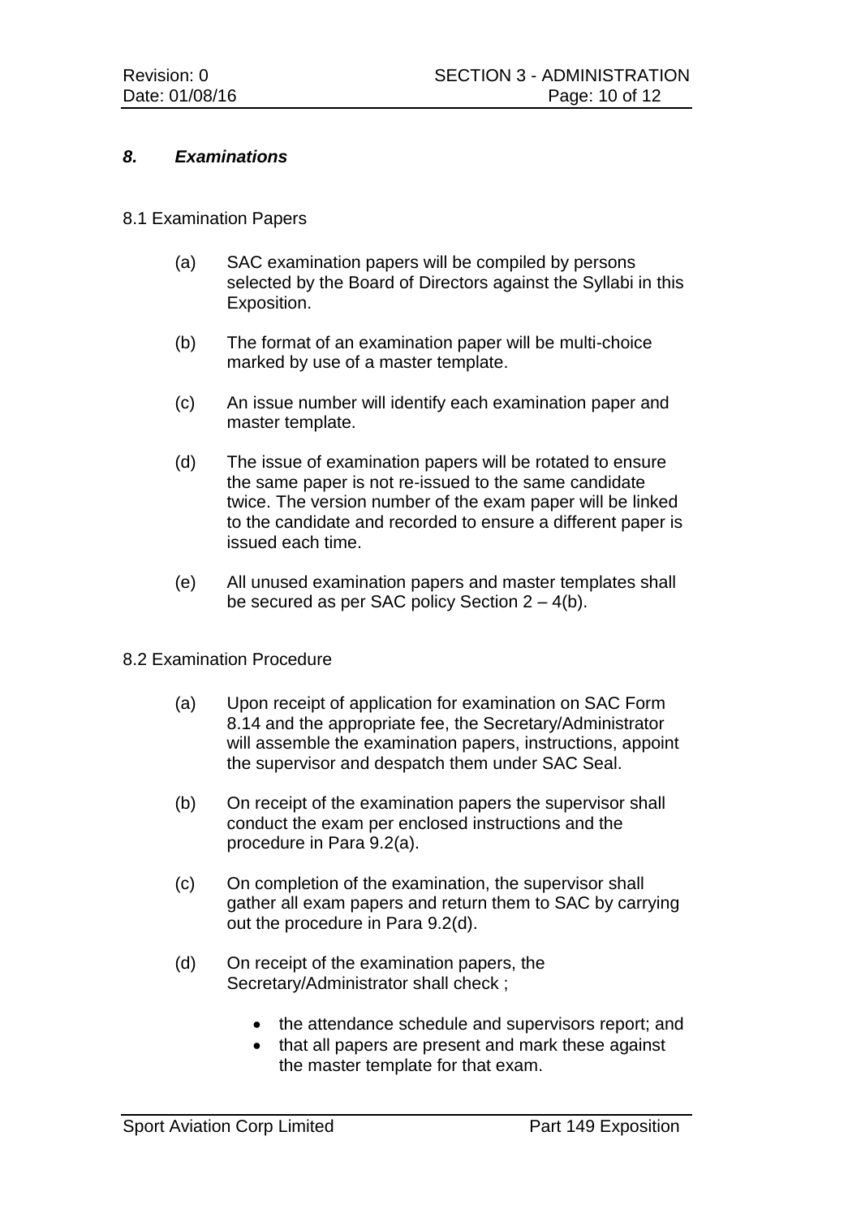## *8. Examinations*

### 8.1 Examination Papers

(a) SAC examination papers will be compiled by persons selected by the Board of Directors against the Syllabi in this Exposition.

(b) The format of an examination paper will be multi-choice marked by use of a master template.

(c) An issue number will identify each examination paper and master template.

(d) The issue of examination papers will be rotated to ensure the same paper is not re-issued to the same candidate twice. The version number of the exam paper will be linked to the candidate and recorded to ensure a different paper is issued each time.

(e) All unused examination papers and master templates shall be secured as per SAC policy Section 2 – 4(b).

### 8.2 Examination Procedure

(a) Upon receipt of application for examination on SAC Form 8.14 and the appropriate fee, the Secretary/Administrator will assemble the examination papers, instructions, appoint the supervisor and despatch them under SAC Seal.

(b) On receipt of the examination papers the supervisor shall conduct the exam per enclosed instructions and the procedure in Para 9.2(a).

(c) On completion of the examination, the supervisor shall gather all exam papers and return them to SAC by carrying out the procedure in Para 9.2(d).

(d) On receipt of the examination papers, the Secretary/Administrator shall check ;

- the attendance schedule and supervisors report; and
- that all papers are present and mark these against the master template for that exam.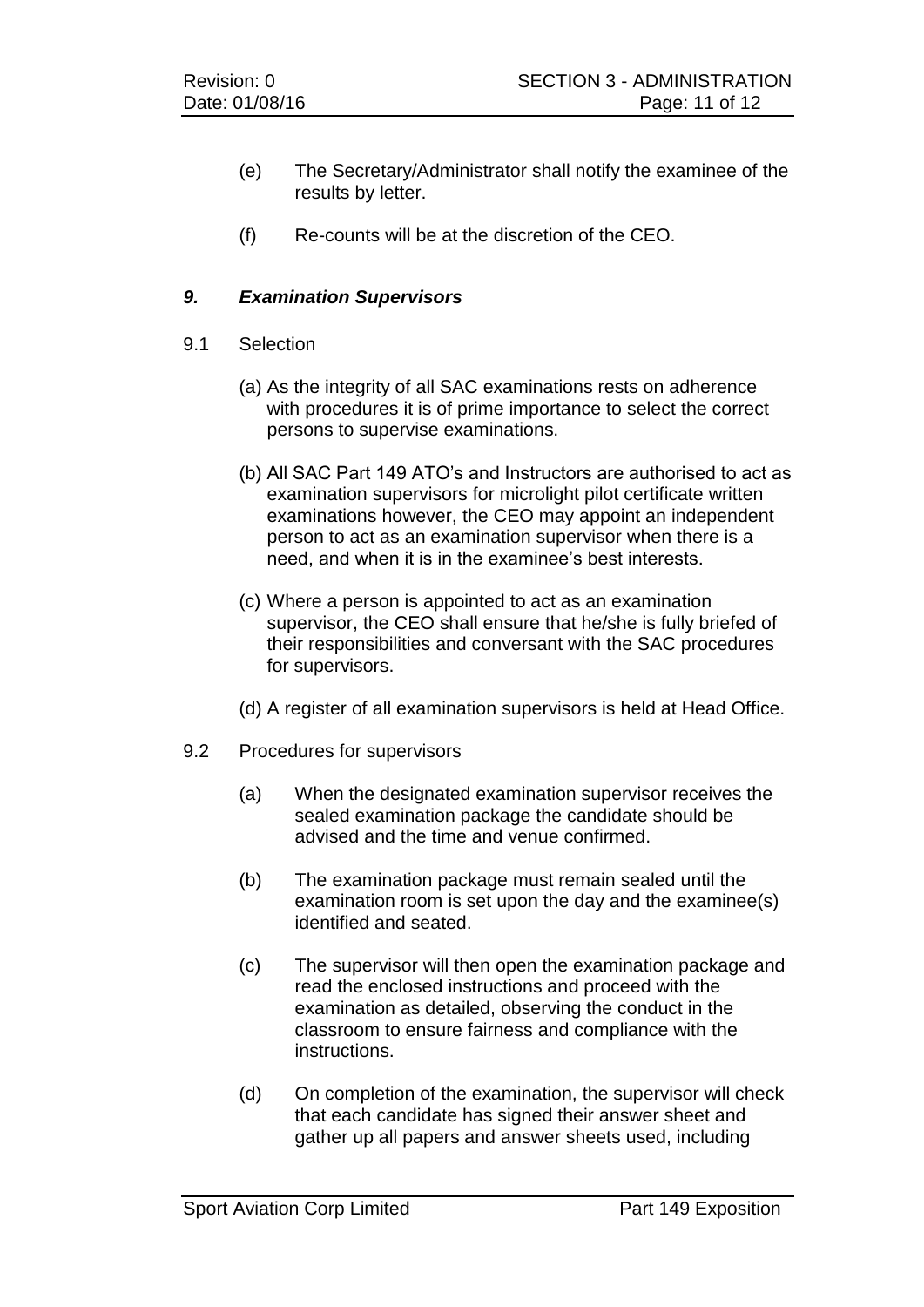(e) The Secretary/Administrator shall notify the examinee of the results by letter.

(f) Re-counts will be at the discretion of the CEO.

### ***9. Examination Supervisors***

9.1 Selection

(a) As the integrity of all SAC examinations rests on adherence with procedures it is of prime importance to select the correct persons to supervise examinations.

(b) All SAC Part 149 ATO's and Instructors are authorised to act as examination supervisors for microlight pilot certificate written examinations however, the CEO may appoint an independent person to act as an examination supervisor when there is a need, and when it is in the examinee's best interests.

(c) Where a person is appointed to act as an examination supervisor, the CEO shall ensure that he/she is fully briefed of their responsibilities and conversant with the SAC procedures for supervisors.

(d) A register of all examination supervisors is held at Head Office.

9.2 Procedures for supervisors

(a) When the designated examination supervisor receives the sealed examination package the candidate should be advised and the time and venue confirmed.

(b) The examination package must remain sealed until the examination room is set upon the day and the examinee(s) identified and seated.

(c) The supervisor will then open the examination package and read the enclosed instructions and proceed with the examination as detailed, observing the conduct in the classroom to ensure fairness and compliance with the instructions.

(d) On completion of the examination, the supervisor will check that each candidate has signed their answer sheet and gather up all papers and answer sheets used, including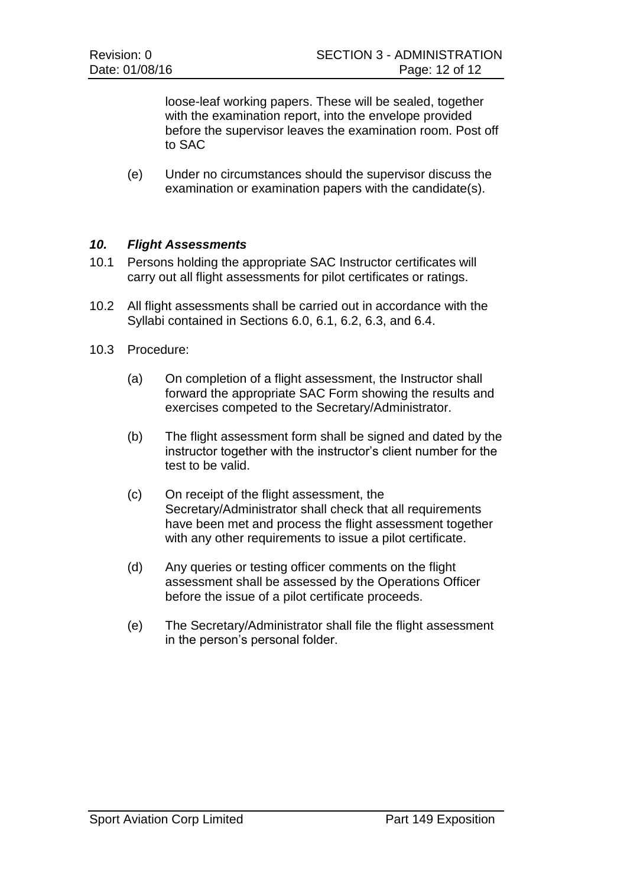loose-leaf working papers. These will be sealed, together with the examination report, into the envelope provided before the supervisor leaves the examination room. Post off to SAC

(e) Under no circumstances should the supervisor discuss the examination or examination papers with the candidate(s).

### *10. Flight Assessments*

10.1 Persons holding the appropriate SAC Instructor certificates will carry out all flight assessments for pilot certificates or ratings.

10.2 All flight assessments shall be carried out in accordance with the Syllabi contained in Sections 6.0, 6.1, 6.2, 6.3, and 6.4.

10.3 Procedure:

(a) On completion of a flight assessment, the Instructor shall forward the appropriate SAC Form showing the results and exercises competed to the Secretary/Administrator.

(b) The flight assessment form shall be signed and dated by the instructor together with the instructor's client number for the test to be valid.

(c) On receipt of the flight assessment, the Secretary/Administrator shall check that all requirements have been met and process the flight assessment together with any other requirements to issue a pilot certificate.

(d) Any queries or testing officer comments on the flight assessment shall be assessed by the Operations Officer before the issue of a pilot certificate proceeds.

(e) The Secretary/Administrator shall file the flight assessment in the person's personal folder.